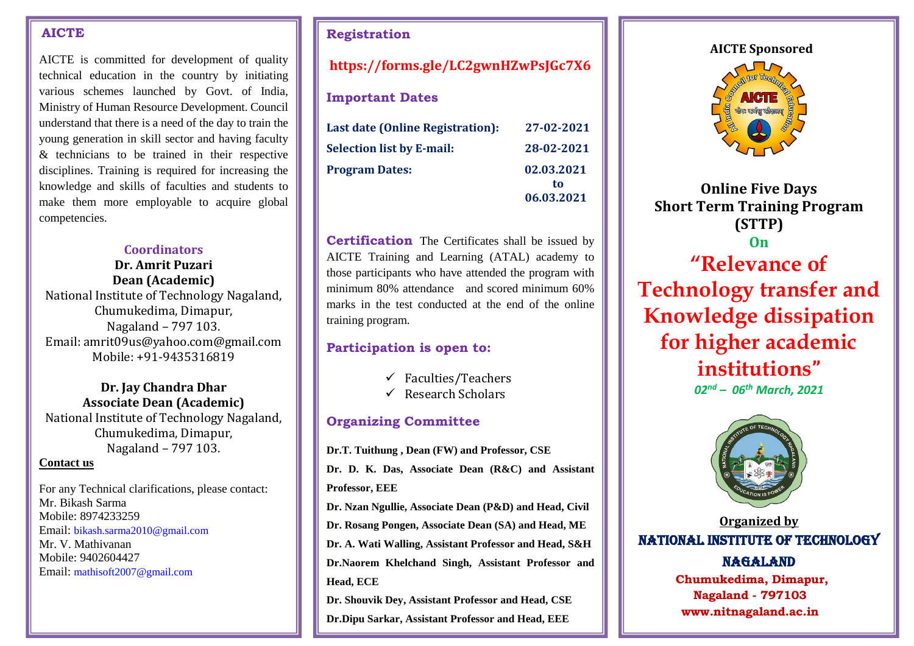## AICTE

AICTE is committed for development of quality technical education in the country by initiating various schemes launched by Govt. of India, Ministry of Human Resource Development. Council understand that there is a need of the day to train the young generation in skill sector and having faculty & technicians to be trained in their respective disciplines. Training is required for increasing the knowledge and skills of faculties and students to make them more employable to acquire global competencies.

### Coordinators

**Dr. Amrit Puzari**
**Dean (Academic)**
National Institute of Technology Nagaland,
Chumukedima, Dimapur,
Nagaland – 797 103.
Email: amrit09us@yahoo.com@gmail.com
Mobile: +91-9435316819

**Dr. Jay Chandra Dhar**
**Associate Dean (Academic)**
National Institute of Technology Nagaland,
Chumukedima, Dimapur,
Nagaland – 797 103.

**Contact us**

For any Technical clarifications, please contact:
Mr. Bikash Sarma
Mobile: 8974233259
Email: bikash.sarma2010@gmail.com
Mr. V. Mathivanan
Mobile: 9402604427
Email: mathisoft2007@gmail.com

## Registration

**https://forms.gle/LC2gwnHZwPsJGc7X6**

## Important Dates

| | |
|---|---|
| **Last date (Online Registration):** | **27-02-2021** |
| **Selection list by E-mail:** | **28-02-2021** |
| **Program Dates:** | **02.03.2021 to 06.03.2021** |

**Certification** The Certificates shall be issued by AICTE Training and Learning (ATAL) academy to those participants who have attended the program with minimum 80% attendance and scored minimum 60% marks in the test conducted at the end of the online training program.

## Participation is open to:

- ✓ Faculties/Teachers
- ✓ Research Scholars

## Organizing Committee

**Dr.T. Tuithung , Dean (FW) and Professor, CSE**

**Dr. D. K. Das, Associate Dean (R&C) and Assistant Professor, EEE**

**Dr. Nzan Ngullie, Associate Dean (P&D) and Head, Civil**

**Dr. Rosang Pongen, Associate Dean (SA) and Head, ME**

**Dr. A. Wati Walling, Assistant Professor and Head, S&H**

**Dr.Naorem Khelchand Singh, Assistant Professor and Head, ECE**

**Dr. Shouvik Dey, Assistant Professor and Head, CSE**

**Dr.Dipu Sarkar, Assistant Professor and Head, EEE**

**AICTE Sponsored**

# Online Five Days Short Term Training Program (STTP)

**On**

# "Relevance of Technology transfer and Knowledge dissipation for higher academic institutions"

***02nd – 06th March, 2021***

**Organized by**

**NATIONAL INSTITUTE OF TECHNOLOGY NAGALAND**

**Chumukedima, Dimapur,**
**Nagaland - 797103**
**www.nitnagaland.ac.in**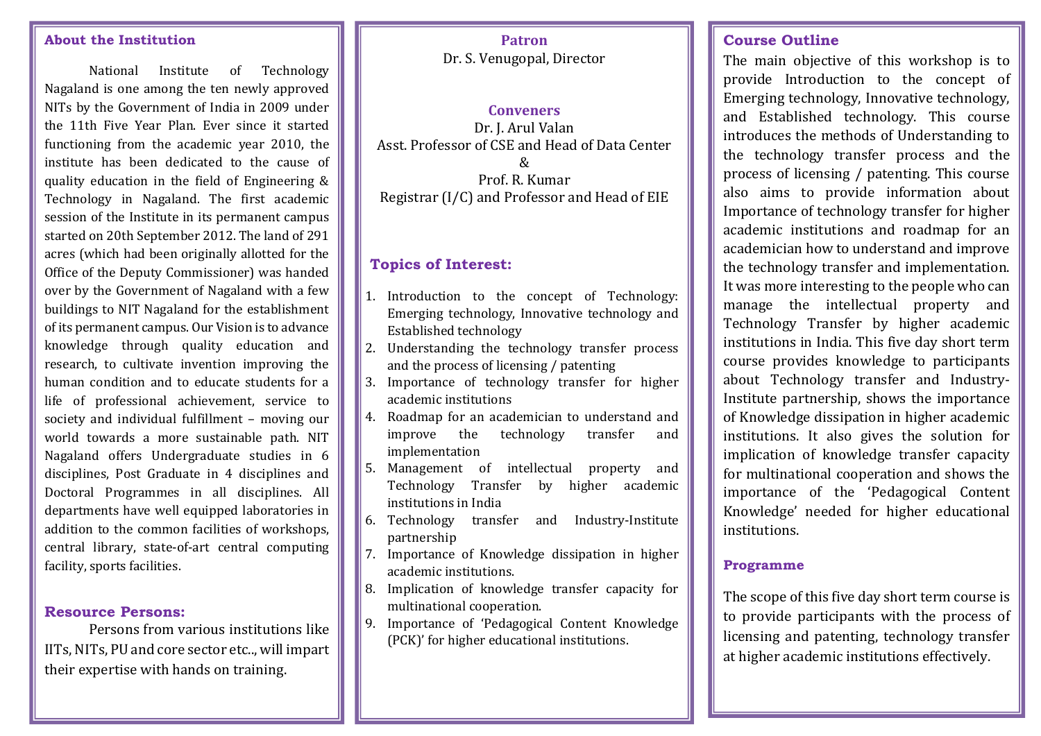## About the Institution

National Institute of Technology Nagaland is one among the ten newly approved NITs by the Government of India in 2009 under the 11th Five Year Plan. Ever since it started functioning from the academic year 2010, the institute has been dedicated to the cause of quality education in the field of Engineering & Technology in Nagaland. The first academic session of the Institute in its permanent campus started on 20th September 2012. The land of 291 acres (which had been originally allotted for the Office of the Deputy Commissioner) was handed over by the Government of Nagaland with a few buildings to NIT Nagaland for the establishment of its permanent campus. Our Vision is to advance knowledge through quality education and research, to cultivate invention improving the human condition and to educate students for a life of professional achievement, service to society and individual fulfillment – moving our world towards a more sustainable path. NIT Nagaland offers Undergraduate studies in 6 disciplines, Post Graduate in 4 disciplines and Doctoral Programmes in all disciplines. All departments have well equipped laboratories in addition to the common facilities of workshops, central library, state-of-art central computing facility, sports facilities.

## Resource Persons:

Persons from various institutions like IITs, NITs, PU and core sector etc.., will impart their expertise with hands on training.

## Patron

Dr. S. Venugopal, Director

## Conveners

Dr. J. Arul Valan
Asst. Professor of CSE and Head of Data Center
&
Prof. R. Kumar
Registrar (I/C) and Professor and Head of EIE

## Topics of Interest:

1. Introduction to the concept of Technology: Emerging technology, Innovative technology and Established technology
2. Understanding the technology transfer process and the process of licensing / patenting
3. Importance of technology transfer for higher academic institutions
4. Roadmap for an academician to understand and improve the technology transfer and implementation
5. Management of intellectual property and Technology Transfer by higher academic institutions in India
6. Technology transfer and Industry-Institute partnership
7. Importance of Knowledge dissipation in higher academic institutions.
8. Implication of knowledge transfer capacity for multinational cooperation.
9. Importance of 'Pedagogical Content Knowledge (PCK)' for higher educational institutions.

## Course Outline

The main objective of this workshop is to provide Introduction to the concept of Emerging technology, Innovative technology, and Established technology. This course introduces the methods of Understanding to the technology transfer process and the process of licensing / patenting. This course also aims to provide information about Importance of technology transfer for higher academic institutions and roadmap for an academician how to understand and improve the technology transfer and implementation. It was more interesting to the people who can manage the intellectual property and Technology Transfer by higher academic institutions in India. This five day short term course provides knowledge to participants about Technology transfer and Industry-Institute partnership, shows the importance of Knowledge dissipation in higher academic institutions. It also gives the solution for implication of knowledge transfer capacity for multinational cooperation and shows the importance of the 'Pedagogical Content Knowledge' needed for higher educational institutions.

## Programme

The scope of this five day short term course is to provide participants with the process of licensing and patenting, technology transfer at higher academic institutions effectively.